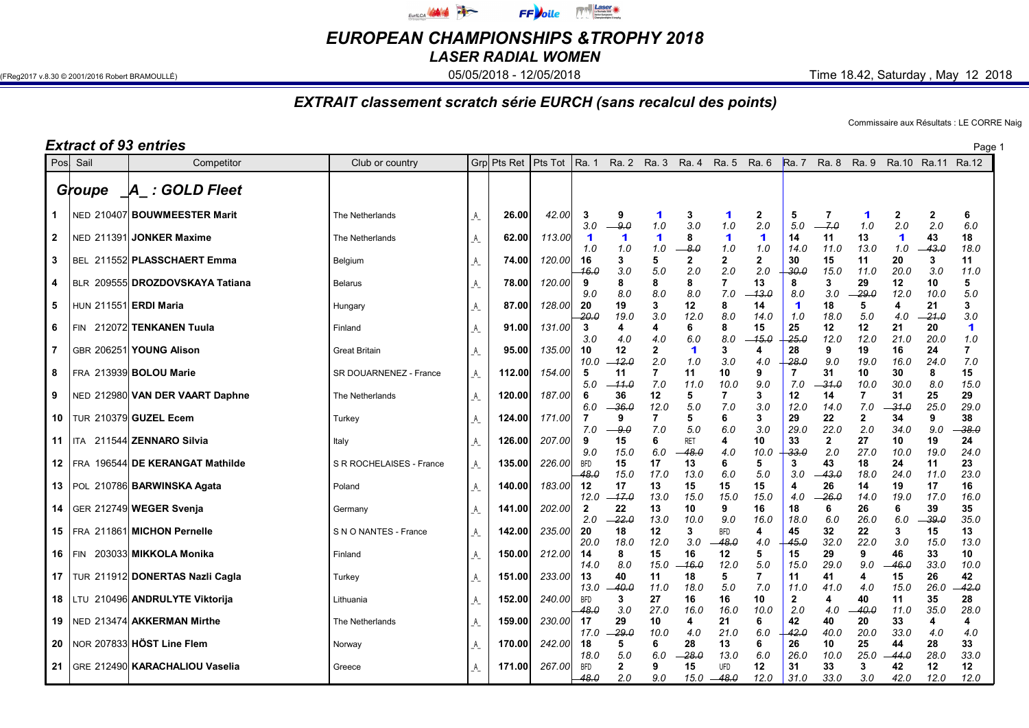# EUROPEAN CHAMPIONSHIPS &TROPHY 2018

## LASER RADIAL WOMEN

(FReg2017 v.8.30 © 2001/2016 Robert BRAMOULLÉ) 05/05/2018 - 12/05/2018 Time 18.42, Saturday , May 12 2018

### EXTRAIT classement scratch série EURCH (sans recalcul des points)

Commissaire aux Résultats : LE CORRE Naig

**Extract of 93 entries**

| Pos | Sail | Competitor | Club or country | Grp | Pts Ret | Pts Tot | Ra. 1 | Ra. 2 | Ra. 3 | Ra. 4 | Ra. 5 | Ra. 6 | Ra. 7 | Ra. 8 | Ra. 9 | Ra.10 | Ra.11 | Ra.12 |
|---|---|---|---|---|---|---|---|---|---|---|---|---|---|---|---|---|---|---|
| **Groupe _A_ : GOLD Fleet** | | | | | | | | | | | | | | | | | | |
| 1 | NED 210407 | **BOUWMEESTER Marit** | The Netherlands | _A_ | 26.00 | 42.00 | 3 3.0 | 9 ~~9.0~~ | 1 1.0 | 3 3.0 | 1 1.0 | 2 2.0 | 5 5.0 | 7 ~~7.0~~ | 1 1.0 | 2 2.0 | 2 2.0 | 6 6.0 |
| 2 | NED 211391 | **JONKER Maxime** | The Netherlands | _A_ | 62.00 | 113.00 | 1 1.0 | 1 1.0 | 1 1.0 | 8 ~~8.0~~ | 1 1.0 | 1 1.0 | 14 14.0 | 11 11.0 | 13 13.0 | 1 1.0 | 43 ~~43.0~~ | 18 18.0 |
| 3 | BEL 211552 | **PLASSCHAERT Emma** | Belgium | _A_ | 74.00 | 120.00 | 16 ~~16.0~~ | 3 3.0 | 5 5.0 | 2 2.0 | 2 2.0 | 2 2.0 | 30 ~~30.0~~ | 15 15.0 | 11 11.0 | 20 20.0 | 3 3.0 | 11 11.0 |
| 4 | BLR 209555 | **DROZDOVSKAYA Tatiana** | Belarus | _A_ | 78.00 | 120.00 | 9 9.0 | 8 8.0 | 8 8.0 | 8 8.0 | 7 7.0 | 13 ~~13.0~~ | 8 8.0 | 3 3.0 | 29 ~~29.0~~ | 12 12.0 | 10 10.0 | 5 5.0 |
| 5 | HUN 211551 | **ERDI Maria** | Hungary | _A_ | 87.00 | 128.00 | 20 ~~20.0~~ | 19 19.0 | 3 3.0 | 12 12.0 | 8 8.0 | 14 14.0 | 1 1.0 | 18 18.0 | 5 5.0 | 4 4.0 | 21 ~~21.0~~ | 3 3.0 |
| 6 | FIN 212072 | **TENKANEN Tuula** | Finland | _A_ | 91.00 | 131.00 | 3 3.0 | 4 4.0 | 4 4.0 | 6 6.0 | 8 8.0 | 15 ~~15.0~~ | 25 ~~25.0~~ | 12 12.0 | 12 12.0 | 21 21.0 | 20 20.0 | 1 1.0 |
| 7 | GBR 206251 | **YOUNG Alison** | Great Britain | _A_ | 95.00 | 135.00 | 10 10.0 | 12 ~~12.0~~ | 2 2.0 | 1 1.0 | 3 3.0 | 4 4.0 | 28 ~~28.0~~ | 9 9.0 | 19 19.0 | 16 16.0 | 24 24.0 | 7 7.0 |
| 8 | FRA 213939 | **BOLOU Marie** | SR DOUARNENEZ - France | _A_ | 112.00 | 154.00 | 5 5.0 | 11 ~~11.0~~ | 7 7.0 | 11 11.0 | 10 10.0 | 9 9.0 | 7 7.0 | 31 ~~31.0~~ | 10 10.0 | 30 30.0 | 8 8.0 | 15 15.0 |
| 9 | NED 212980 | **VAN DER VAART Daphne** | The Netherlands | _A_ | 120.00 | 187.00 | 6 6.0 | 36 ~~36.0~~ | 12 12.0 | 5 5.0 | 7 7.0 | 3 3.0 | 12 12.0 | 14 14.0 | 7 7.0 | 31 ~~31.0~~ | 25 25.0 | 29 29.0 |
| 10 | TUR 210379 | **GUZEL Ecem** | Turkey | _A_ | 124.00 | 171.00 | 7 7.0 | 9 ~~9.0~~ | 7 7.0 | 5 5.0 | 6 6.0 | 3 3.0 | 29 29.0 | 22 22.0 | 2 2.0 | 34 34.0 | 9 9.0 | 38 ~~38.0~~ |
| 11 | ITA 211544 | **ZENNARO Silvia** | Italy | _A_ | 126.00 | 207.00 | 9 9.0 | 15 15.0 | 6 6.0 | RET ~~48.0~~ | 4 4.0 | 10 10.0 | 33 ~~33.0~~ | 2 2.0 | 27 27.0 | 10 10.0 | 19 19.0 | 24 24.0 |
| 12 | FRA 196544 | **DE KERANGAT Mathilde** | S R ROCHELAISES - France | _A_ | 135.00 | 226.00 | BFD ~~48.0~~ | 15 15.0 | 17 17.0 | 13 13.0 | 6 6.0 | 5 5.0 | 3 3.0 | 43 ~~43.0~~ | 18 18.0 | 24 24.0 | 11 11.0 | 23 23.0 |
| 13 | POL 210786 | **BARWINSKA Agata** | Poland | _A_ | 140.00 | 183.00 | 12 12.0 | 17 ~~17.0~~ | 13 13.0 | 15 15.0 | 15 15.0 | 15 15.0 | 4 4.0 | 26 ~~26.0~~ | 14 14.0 | 19 19.0 | 17 17.0 | 16 16.0 |
| 14 | GER 212749 | **WEGER Svenja** | Germany | _A_ | 141.00 | 202.00 | 2 2.0 | 22 ~~22.0~~ | 13 13.0 | 10 10.0 | 9 9.0 | 16 16.0 | 18 18.0 | 6 6.0 | 26 26.0 | 6 6.0 | 39 ~~39.0~~ | 35 35.0 |
| 15 | FRA 211861 | **MICHON Pernelle** | S N O NANTES - France | _A_ | 142.00 | 235.00 | 20 20.0 | 18 18.0 | 12 12.0 | 3 3.0 | BFD ~~48.0~~ | 4 4.0 | 45 ~~45.0~~ | 32 32.0 | 22 22.0 | 3 3.0 | 15 15.0 | 13 13.0 |
| 16 | FIN 203033 | **MIKKOLA Monika** | Finland | _A_ | 150.00 | 212.00 | 14 14.0 | 8 8.0 | 15 15.0 | 16 ~~16.0~~ | 12 12.0 | 5 5.0 | 15 15.0 | 29 29.0 | 9 9.0 | 46 ~~46.0~~ | 33 33.0 | 10 10.0 |
| 17 | TUR 211912 | **DONERTAS Nazli Cagla** | Turkey | _A_ | 151.00 | 233.00 | 13 13.0 | 40 ~~40.0~~ | 11 11.0 | 18 18.0 | 5 5.0 | 7 7.0 | 11 11.0 | 41 41.0 | 4 4.0 | 15 15.0 | 26 26.0 | 42 ~~42.0~~ |
| 18 | LTU 210496 | **ANDRULYTE Viktorija** | Lithuania | _A_ | 152.00 | 240.00 | BFD ~~48.0~~ | 3 3.0 | 27 27.0 | 16 16.0 | 16 16.0 | 10 10.0 | 2 2.0 | 4 4.0 | 40 ~~40.0~~ | 11 11.0 | 35 35.0 | 28 28.0 |
| 19 | NED 213474 | **AKKERMAN Mirthe** | The Netherlands | _A_ | 159.00 | 230.00 | 17 17.0 | 29 ~~29.0~~ | 10 10.0 | 4 4.0 | 21 21.0 | 6 6.0 | 42 ~~42.0~~ | 40 40.0 | 20 20.0 | 33 33.0 | 4 4.0 | 4 4.0 |
| 20 | NOR 207833 | **HÖST Line Flem** | Norway | _A_ | 170.00 | 242.00 | 18 18.0 | 5 5.0 | 6 6.0 | 28 ~~28.0~~ | 13 13.0 | 6 6.0 | 26 26.0 | 10 10.0 | 25 25.0 | 44 ~~44.0~~ | 28 28.0 | 33 33.0 |
| 21 | GRE 212490 | **KARACHALIOU Vaselia** | Greece | _A_ | 171.00 | 267.00 | BFD ~~48.0~~ | 2 2.0 | 9 9.0 | 15 15.0 | UFD ~~48.0~~ | 12 12.0 | 31 31.0 | 33 33.0 | 3 3.0 | 42 42.0 | 12 12.0 | 12 12.0 |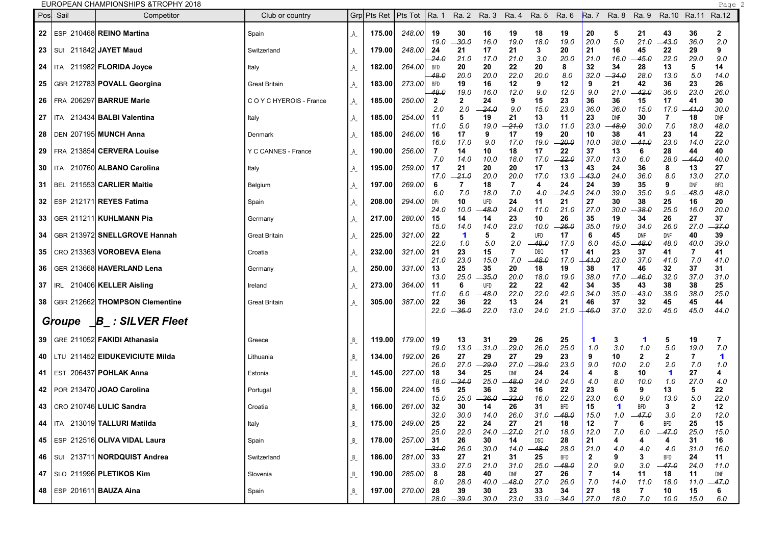EUROPEAN CHAMPIONSHIPS &TROPHY 2018

| Pos | Sail | Competitor | Club or country | Grp | Pts Ret | Pts Tot | Ra. 1 | Ra. 2 | Ra. 3 | Ra. 4 | Ra. 5 | Ra. 6 | Ra. 7 | Ra. 8 | Ra. 9 | Ra.10 | Ra.11 | Ra.12 |
|---|---|---|---|---|---|---|---|---|---|---|---|---|---|---|---|---|---|---|
| 22 | ESP 210468 | **REINO Martina** | Spain | _A_ | 175.00 | 248.00 | 19 / 19.0 | 30 / -30.0 | 16 / 16.0 | 19 / 19.0 | 18 / 18.0 | 19 / 19.0 | 20 / 20.0 | 5 / 5.0 | 21 / 21.0 | 43 / -43.0 | 36 / 36.0 | 2 / 2.0 |
| 23 | SUI 211842 | **JAYET Maud** | Switzerland | _A_ | 179.00 | 248.00 | 24 / -24.0 | 21 / 21.0 | 17 / 17.0 | 21 / 21.0 | 3 / 3.0 | 20 / 20.0 | 21 / 21.0 | 16 / 16.0 | 45 / -45.0 | 22 / 22.0 | 29 / 29.0 | 9 / 9.0 |
| 24 | ITA 211982 | **FLORIDA Joyce** | Italy | _A_ | 182.00 | 264.00 | BFD / -48.0 | 20 / 20.0 | 20 / 20.0 | 22 / 22.0 | 20 / 20.0 | 8 / 8.0 | 32 / 32.0 | 34 / -34.0 | 28 / 28.0 | 13 / 13.0 | 5 / 5.0 | 14 / 14.0 |
| 25 | GBR 212783 | **POVALL Georgina** | Great Britain | _A_ | 183.00 | 273.00 | BFD / -48.0 | 19 / 19.0 | 16 / 16.0 | 12 / 12.0 | 9 / 9.0 | 12 / 12.0 | 9 / 9.0 | 21 / 21.0 | 42 / -42.0 | 36 / 36.0 | 23 / 23.0 | 26 / 26.0 |
| 26 | FRA 206297 | **BARRUE Marie** | C O Y C HYEROIS - France | _A_ | 185.00 | 250.00 | 2 / 2.0 | 2 / 2.0 | 24 / -24.0 | 9 / 9.0 | 15 / 15.0 | 23 / 23.0 | 36 / 36.0 | 36 / 36.0 | 15 / 15.0 | 17 / 17.0 | 41 / -41.0 | 30 / 30.0 |
| 27 | ITA 213434 | **BALBI Valentina** | Italy | _A_ | 185.00 | 254.00 | 11 / 11.0 | 5 / 5.0 | 19 / 19.0 | 21 / -21.0 | 13 / 13.0 | 11 / 11.0 | 23 / 23.0 | DNF / -48.0 | 30 / 30.0 | 7 / 7.0 | 18 / 18.0 | DNF / 48.0 |
| 28 | DEN 207195 | **MUNCH Anna** | Denmark | _A_ | 185.00 | 246.00 | 16 / 16.0 | 17 / 17.0 | 9 / 9.0 | 17 / 17.0 | 19 / 19.0 | 20 / -20.0 | 10 / 10.0 | 38 / 38.0 | 41 / -41.0 | 23 / 23.0 | 14 / 14.0 | 22 / 22.0 |
| 29 | FRA 213854 | **CERVERA Louise** | Y C CANNES - France | _A_ | 190.00 | 256.00 | 7 / 7.0 | 14 / 14.0 | 10 / 10.0 | 18 / 18.0 | 17 / 17.0 | 22 / -22.0 | 37 / 37.0 | 13 / 13.0 | 6 / 6.0 | 28 / 28.0 | 44 / -44.0 | 40 / 40.0 |
| 30 | ITA 210760 | **ALBANO Carolina** | Italy | _A_ | 195.00 | 259.00 | 17 / 17.0 | 21 / -21.0 | 20 / 20.0 | 20 / 20.0 | 17 / 17.0 | 13 / 13.0 | 43 / -43.0 | 24 / 24.0 | 36 / 36.0 | 8 / 8.0 | 13 / 13.0 | 27 / 27.0 |
| 31 | BEL 211553 | **CARLIER Maitie** | Belgium | _A_ | 197.00 | 269.00 | 6 / 6.0 | 7 / 7.0 | 18 / 18.0 | 7 / 7.0 | 4 / 4.0 | 24 / -24.0 | 24 / 24.0 | 39 / 39.0 | 35 / 35.0 | 9 / 9.0 | DNF / -48.0 | BFD / 48.0 |
| 32 | ESP 212171 | **REYES Fatima** | Spain | _A_ | 208.00 | 294.00 | DPI / 24.0 | 10 / 10.0 | UFD / -48.0 | 24 / 24.0 | 11 / 11.0 | 21 / 21.0 | 27 / 27.0 | 30 / 30.0 | 38 / -38.0 | 25 / 25.0 | 16 / 16.0 | 20 / 20.0 |
| 33 | GER 211211 | **KUHLMANN Pia** | Germany | _A_ | 217.00 | 280.00 | 15 / 15.0 | 14 / 14.0 | 14 / 14.0 | 23 / 23.0 | 10 / 10.0 | 26 / -26.0 | 35 / 35.0 | 19 / 19.0 | 34 / 34.0 | 26 / 26.0 | 27 / 27.0 | 37 / -37.0 |
| 34 | GBR 213972 | **SNELLGROVE Hannah** | Great Britain | _A_ | 225.00 | 321.00 | 22 / 22.0 | 1 / 1.0 | 5 / 5.0 | 2 / 2.0 | UFD / -48.0 | 17 / 17.0 | 6 / 6.0 | 45 / 45.0 | DNF / -48.0 | DNF / 48.0 | 40 / 40.0 | 39 / 39.0 |
| 35 | CRO 213363 | **VOROBEVA Elena** | Croatia | _A_ | 232.00 | 321.00 | 21 / 21.0 | 23 / 23.0 | 15 / 15.0 | 7 / 7.0 | DSQ / -48.0 | 17 / 17.0 | 41 / -41.0 | 23 / 23.0 | 37 / 37.0 | 41 / 41.0 | 7 / 7.0 | 41 / 41.0 |
| 36 | GER 213668 | **HAVERLAND Lena** | Germany | _A_ | 250.00 | 331.00 | 13 / 13.0 | 25 / 25.0 | 35 / -35.0 | 20 / 20.0 | 18 / 18.0 | 19 / 19.0 | 38 / 38.0 | 17 / 17.0 | 46 / -46.0 | 32 / 32.0 | 37 / 37.0 | 31 / 31.0 |
| 37 | IRL 210406 | **KELLER Aisling** | Ireland | _A_ | 273.00 | 364.00 | 11 / 11.0 | 6 / 6.0 | UFD / -48.0 | 22 / 22.0 | 22 / 22.0 | 42 / 42.0 | 34 / 34.0 | 35 / 35.0 | 43 / -43.0 | 38 / 38.0 | 38 / 38.0 | 25 / 25.0 |
| 38 | GBR 212662 | **THOMPSON Clementine** | Great Britain | _A_ | 305.00 | 387.00 | 22 / 22.0 | 36 / -36.0 | 22 / 22.0 | 13 / 13.0 | 24 / 24.0 | 21 / 21.0 | 46 / -46.0 | 37 / 37.0 | 32 / 32.0 | 45 / 45.0 | 45 / 45.0 | 44 / 44.0 |
| ***Groupe _B_ : SILVER Fleet*** | | | | | | | | | | | | | | | | | | |
| 39 | GRE 211052 | **FAKIDI Athanasia** | Greece | _B_ | 119.00 | 179.00 | 19 / 19.0 | 13 / 13.0 | 31 / -31.0 | 29 / -29.0 | 26 / 26.0 | 25 / 25.0 | 1 / 1.0 | 3 / 3.0 | 1 / 1.0 | 5 / 5.0 | 19 / 19.0 | 7 / 7.0 |
| 40 | LTU 211452 | **EIDUKEVICIUTE Milda** | Lithuania | _B_ | 134.00 | 192.00 | 26 / 26.0 | 27 / 27.0 | 29 / -29.0 | 27 / 27.0 | 29 / -29.0 | 23 / 23.0 | 9 / 9.0 | 10 / 10.0 | 2 / 2.0 | 2 / 2.0 | 7 / 7.0 | 1 / 1.0 |
| 41 | EST 206437 | **POHLAK Anna** | Estonia | _B_ | 145.00 | 227.00 | 18 / 18.0 | 34 / -34.0 | 25 / 25.0 | DNF / -48.0 | 24 / 24.0 | 24 / 24.0 | 4 / 4.0 | 8 / 8.0 | 10 / 10.0 | 1 / 1.0 | 27 / 27.0 | 4 / 4.0 |
| 42 | POR 213470 | **JOAO Carolina** | Portugal | _B_ | 156.00 | 224.00 | 15 / 15.0 | 25 / 25.0 | 36 / -36.0 | 32 / -32.0 | 16 / 16.0 | 22 / 22.0 | 23 / 23.0 | 6 / 6.0 | 9 / 9.0 | 13 / 13.0 | 5 / 5.0 | 22 / 22.0 |
| 43 | CRO 210746 | **LULIC Sandra** | Croatia | _B_ | 166.00 | 261.00 | 32 / 32.0 | 30 / 30.0 | 14 / 14.0 | 26 / 26.0 | 31 / 31.0 | BFD / -48.0 | 15 / 15.0 | 1 / 1.0 | BFD / -47.0 | 3 / 3.0 | 2 / 2.0 | 12 / 12.0 |
| 44 | ITA 213019 | **TALLURI Matilda** | Italy | _B_ | 175.00 | 249.00 | 25 / 25.0 | 22 / 22.0 | 24 / 24.0 | 27 / -27.0 | 21 / 21.0 | 18 / 18.0 | 12 / 12.0 | 7 / 7.0 | 6 / 6.0 | BFD / -47.0 | 25 / 25.0 | 15 / 15.0 |
| 45 | ESP 212516 | **OLIVA VIDAL Laura** | Spain | _B_ | 178.00 | 257.00 | 31 / -31.0 | 26 / 26.0 | 30 / 30.0 | 14 / 14.0 | DSQ / -48.0 | 28 / 28.0 | 21 / 21.0 | 4 / 4.0 | 4 / 4.0 | 4 / 4.0 | 31 / 31.0 | 16 / 16.0 |
| 46 | SUI 213711 | **NORDQUIST Andrea** | Switzerland | _B_ | 186.00 | 281.00 | 33 / 33.0 | 27 / 27.0 | 21 / 21.0 | 31 / 31.0 | 25 / 25.0 | BFD / -48.0 | 2 / 2.0 | 9 / 9.0 | 3 / 3.0 | BFD / -47.0 | 24 / 24.0 | 11 / 11.0 |
| 47 | SLO 211996 | **PLETIKOS Kim** | Slovenia | _B_ | 190.00 | 285.00 | 8 / 8.0 | 28 / 28.0 | 40 / 40.0 | DNF / -48.0 | 27 / 27.0 | 26 / 26.0 | 7 / 7.0 | 14 / 14.0 | 11 / 11.0 | 18 / 18.0 | 11 / 11.0 | DNF / -47.0 |
| 48 | ESP 201611 | **BAUZA Aina** | Spain | _B_ | 197.00 | 270.00 | 28 / 28.0 | 39 / -39.0 | 30 / 30.0 | 23 / 23.0 | 33 / 33.0 | 34 / -34.0 | 27 / 27.0 | 18 / 18.0 | 7 / 7.0 | 10 / 10.0 | 15 / 15.0 | 6 / 6.0 |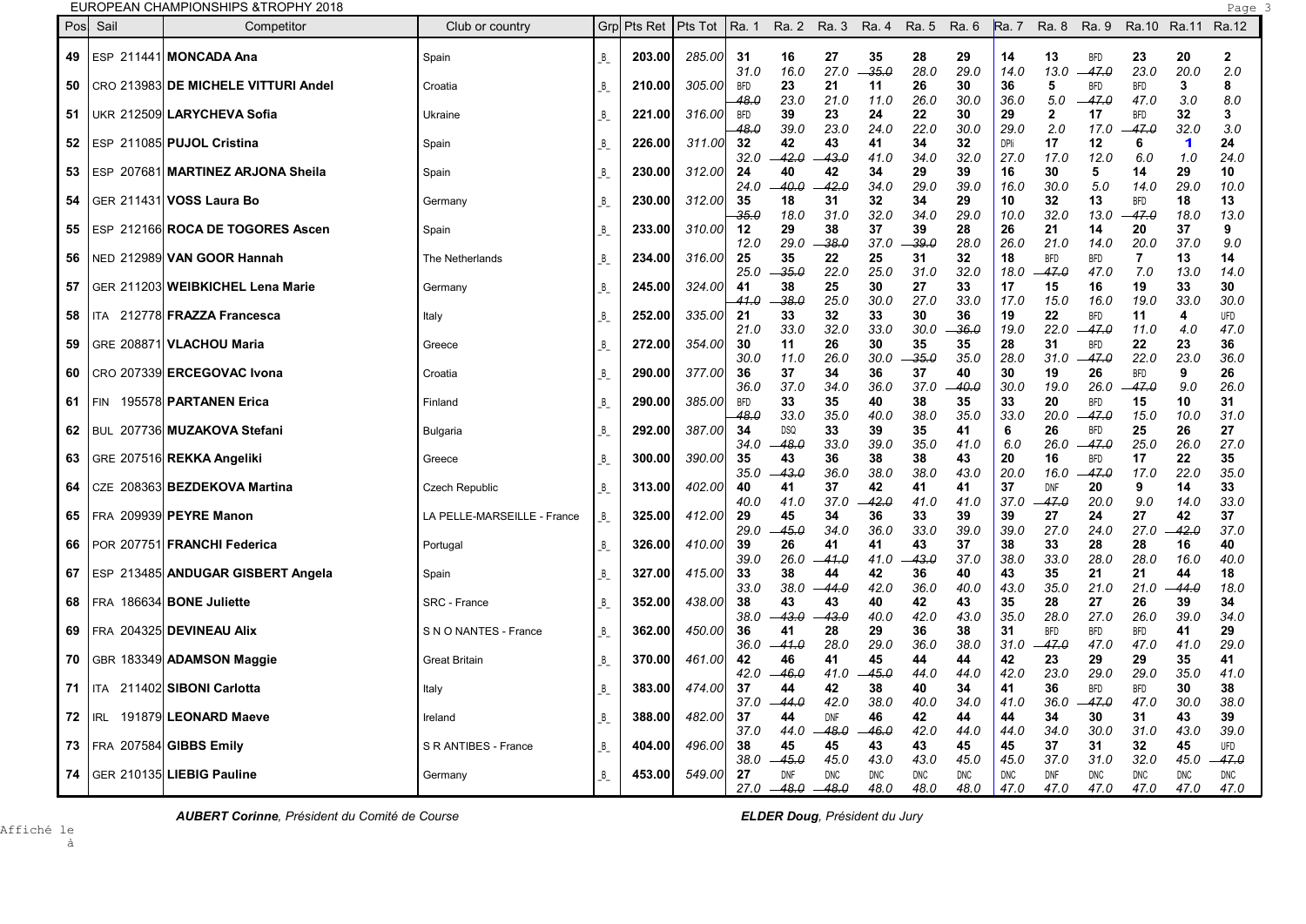| Pos | Sail | Competitor | Club or country | Grp | Pts Ret | Pts Tot | Ra. 1 | Ra. 2 | Ra. 3 | Ra. 4 | Ra. 5 | Ra. 6 | Ra. 7 | Ra. 8 | Ra. 9 | Ra.10 | Ra.11 | Ra.12 |
|---|---|---|---|---|---|---|---|---|---|---|---|---|---|---|---|---|---|---|
| 49 | ESP 211441 | **MONCADA Ana** | Spain | B | 203.00 | 285.00 | 31 (31.0) | 16 (16.0) | 27 (27.0) | 35 (~~35.0~~) | 28 (28.0) | 29 (29.0) | 14 (14.0) | 13 (13.0) | BFD (~~47.0~~) | 23 (23.0) | 20 (20.0) | 2 (2.0) |
| 50 | CRO 213983 | **DE MICHELE VITTURI Andel** | Croatia | B | 210.00 | 305.00 | BFD (~~48.0~~) | 23 (23.0) | 21 (21.0) | 11 (11.0) | 26 (26.0) | 30 (30.0) | 36 (36.0) | 5 (5.0) | BFD (~~47.0~~) | BFD (47.0) | 3 (3.0) | 8 (8.0) |
| 51 | UKR 212509 | **LARYCHEVA Sofia** | Ukraine | B | 221.00 | 316.00 | BFD (~~48.0~~) | 39 (39.0) | 23 (23.0) | 24 (24.0) | 22 (22.0) | 30 (30.0) | 29 (29.0) | 2 (2.0) | 17 (17.0) | BFD (~~47.0~~) | 32 (32.0) | 3 (3.0) |
| 52 | ESP 211085 | **PUJOL Cristina** | Spain | B | 226.00 | 311.00 | 32 (32.0) | 42 (~~42.0~~) | 43 (~~43.0~~) | 41 (41.0) | 34 (34.0) | 32 (32.0) | DPI (27.0) | 17 (17.0) | 12 (12.0) | 6 (6.0) | 1 (1.0) | 24 (24.0) |
| 53 | ESP 207681 | **MARTINEZ ARJONA Sheila** | Spain | B | 230.00 | 312.00 | 24 (24.0) | 40 (~~40.0~~) | 42 (~~42.0~~) | 34 (34.0) | 29 (29.0) | 39 (39.0) | 16 (16.0) | 30 (30.0) | 5 (5.0) | 14 (14.0) | 29 (29.0) | 10 (10.0) |
| 54 | GER 211431 | **VOSS Laura Bo** | Germany | B | 230.00 | 312.00 | 35 (~~35.0~~) | 18 (18.0) | 31 (31.0) | 32 (32.0) | 34 (34.0) | 29 (29.0) | 10 (10.0) | 32 (32.0) | 13 (13.0) | BFD (~~47.0~~) | 18 (18.0) | 13 (13.0) |
| 55 | ESP 212166 | **ROCA DE TOGORES Ascen** | Spain | B | 233.00 | 310.00 | 12 (12.0) | 29 (29.0) | 38 (~~38.0~~) | 37 (37.0) | 39 (~~39.0~~) | 28 (28.0) | 26 (26.0) | 21 (21.0) | 14 (14.0) | 20 (20.0) | 37 (37.0) | 9 (9.0) |
| 56 | NED 212989 | **VAN GOOR Hannah** | The Netherlands | B | 234.00 | 316.00 | 25 (25.0) | 35 (~~35.0~~) | 22 (22.0) | 25 (25.0) | 31 (31.0) | 32 (32.0) | 18 (18.0) | BFD (~~47.0~~) | BFD (47.0) | 7 (7.0) | 13 (13.0) | 14 (14.0) |
| 57 | GER 211203 | **WEIBKICHEL Lena Marie** | Germany | B | 245.00 | 324.00 | 41 (~~41.0~~) | 38 (~~38.0~~) | 25 (25.0) | 30 (30.0) | 27 (27.0) | 33 (33.0) | 17 (17.0) | 15 (15.0) | 16 (16.0) | 19 (19.0) | 33 (33.0) | 30 (30.0) |
| 58 | ITA 212778 | **FRAZZA Francesca** | Italy | B | 252.00 | 335.00 | 21 (21.0) | 33 (33.0) | 32 (32.0) | 33 (33.0) | 30 (30.0) | 36 (~~36.0~~) | 19 (19.0) | 22 (22.0) | BFD (~~47.0~~) | 11 (11.0) | 4 (4.0) | UFD (47.0) |
| 59 | GRE 208871 | **VLACHOU Maria** | Greece | B | 272.00 | 354.00 | 30 (30.0) | 11 (11.0) | 26 (26.0) | 30 (30.0) | 35 (~~35.0~~) | 35 (35.0) | 28 (28.0) | 31 (31.0) | BFD (~~47.0~~) | 22 (22.0) | 23 (23.0) | 36 (36.0) |
| 60 | CRO 207339 | **ERCEGOVAC Ivona** | Croatia | B | 290.00 | 377.00 | 36 (36.0) | 37 (37.0) | 34 (34.0) | 36 (36.0) | 37 (37.0) | 40 (~~40.0~~) | 30 (30.0) | 19 (19.0) | 26 (26.0) | BFD (~~47.0~~) | 9 (9.0) | 26 (26.0) |
| 61 | FIN 195578 | **PARTANEN Erica** | Finland | B | 290.00 | 385.00 | BFD (~~48.0~~) | 33 (33.0) | 35 (35.0) | 40 (40.0) | 38 (38.0) | 35 (35.0) | 33 (33.0) | 20 (20.0) | BFD (~~47.0~~) | 15 (15.0) | 10 (10.0) | 31 (31.0) |
| 62 | BUL 207736 | **MUZAKOVA Stefani** | Bulgaria | B | 292.00 | 387.00 | 34 (34.0) | DSQ (~~48.0~~) | 33 (33.0) | 39 (39.0) | 35 (35.0) | 41 (41.0) | 6 (6.0) | 26 (26.0) | BFD (~~47.0~~) | 25 (25.0) | 26 (26.0) | 27 (27.0) |
| 63 | GRE 207516 | **REKKA Angeliki** | Greece | B | 300.00 | 390.00 | 35 (35.0) | 43 (~~43.0~~) | 36 (36.0) | 38 (38.0) | 38 (38.0) | 43 (43.0) | 20 (20.0) | 16 (16.0) | BFD (~~47.0~~) | 17 (17.0) | 22 (22.0) | 35 (35.0) |
| 64 | CZE 208363 | **BEZDEKOVA Martina** | Czech Republic | B | 313.00 | 402.00 | 40 (40.0) | 41 (41.0) | 37 (37.0) | 42 (~~42.0~~) | 41 (41.0) | 41 (41.0) | 37 (37.0) | DNF (~~47.0~~) | 20 (20.0) | 9 (9.0) | 14 (14.0) | 33 (33.0) |
| 65 | FRA 209939 | **PEYRE Manon** | LA PELLE-MARSEILLE - France | B | 325.00 | 412.00 | 29 (29.0) | 45 (~~45.0~~) | 34 (34.0) | 36 (36.0) | 33 (33.0) | 39 (39.0) | 39 (39.0) | 27 (27.0) | 24 (24.0) | 27 (27.0) | 42 (~~42.0~~) | 37 (37.0) |
| 66 | POR 207751 | **FRANCHI Federica** | Portugal | B | 326.00 | 410.00 | 39 (39.0) | 26 (26.0) | 41 (~~41.0~~) | 41 (41.0) | 43 (~~43.0~~) | 37 (37.0) | 38 (38.0) | 33 (33.0) | 28 (28.0) | 28 (28.0) | 16 (16.0) | 40 (40.0) |
| 67 | ESP 213485 | **ANDUGAR GISBERT Angela** | Spain | B | 327.00 | 415.00 | 33 (33.0) | 38 (38.0) | 44 (~~44.0~~) | 42 (42.0) | 36 (36.0) | 40 (40.0) | 43 (43.0) | 35 (35.0) | 21 (21.0) | 21 (21.0) | 44 (~~44.0~~) | 18 (18.0) |
| 68 | FRA 186634 | **BONE Juliette** | SRC - France | B | 352.00 | 438.00 | 38 (38.0) | 43 (~~43.0~~) | 43 (~~43.0~~) | 40 (40.0) | 42 (42.0) | 43 (43.0) | 35 (35.0) | 28 (28.0) | 27 (27.0) | 26 (26.0) | 39 (39.0) | 34 (34.0) |
| 69 | FRA 204325 | **DEVINEAU Alix** | S N O NANTES - France | B | 362.00 | 450.00 | 36 (36.0) | 41 (~~41.0~~) | 28 (28.0) | 29 (29.0) | 36 (36.0) | 38 (38.0) | 31 (31.0) | BFD (~~47.0~~) | BFD (47.0) | BFD (47.0) | 41 (41.0) | 29 (29.0) |
| 70 | GBR 183349 | **ADAMSON Maggie** | Great Britain | B | 370.00 | 461.00 | 42 (42.0) | 46 (~~46.0~~) | 41 (41.0) | 45 (~~45.0~~) | 44 (44.0) | 44 (44.0) | 42 (42.0) | 23 (23.0) | 29 (29.0) | 29 (29.0) | 35 (35.0) | 41 (41.0) |
| 71 | ITA 211402 | **SIBONI Carlotta** | Italy | B | 383.00 | 474.00 | 37 (37.0) | 44 (~~44.0~~) | 42 (42.0) | 38 (38.0) | 40 (40.0) | 34 (34.0) | 41 (41.0) | 36 (36.0) | BFD (~~47.0~~) | BFD (47.0) | 30 (30.0) | 38 (38.0) |
| 72 | IRL 191879 | **LEONARD Maeve** | Ireland | B | 388.00 | 482.00 | 37 (37.0) | 44 (44.0) | DNF (~~48.0~~) | 46 (~~46.0~~) | 42 (42.0) | 44 (44.0) | 44 (44.0) | 34 (34.0) | 30 (30.0) | 31 (31.0) | 43 (43.0) | 39 (39.0) |
| 73 | FRA 207584 | **GIBBS Emily** | S R ANTIBES - France | B | 404.00 | 496.00 | 38 (38.0) | 45 (~~45.0~~) | 45 (45.0) | 43 (43.0) | 43 (43.0) | 45 (45.0) | 45 (45.0) | 37 (37.0) | 31 (31.0) | 32 (32.0) | 45 (45.0) | UFD (~~47.0~~) |
| 74 | GER 210135 | **LIEBIG Pauline** | Germany | B | 453.00 | 549.00 | 27 (27.0) | DNF (~~48.0~~) | DNC (~~48.0~~) | DNC (48.0) | DNC (48.0) | DNC (48.0) | DNC (47.0) | DNF (47.0) | DNC (47.0) | DNC (47.0) | DNC (47.0) | DNC (47.0) |

***AUBERT Corinne**, Président du Comité de Course*

***ELDER Doug**, Président du Jury*

Affiché le
à